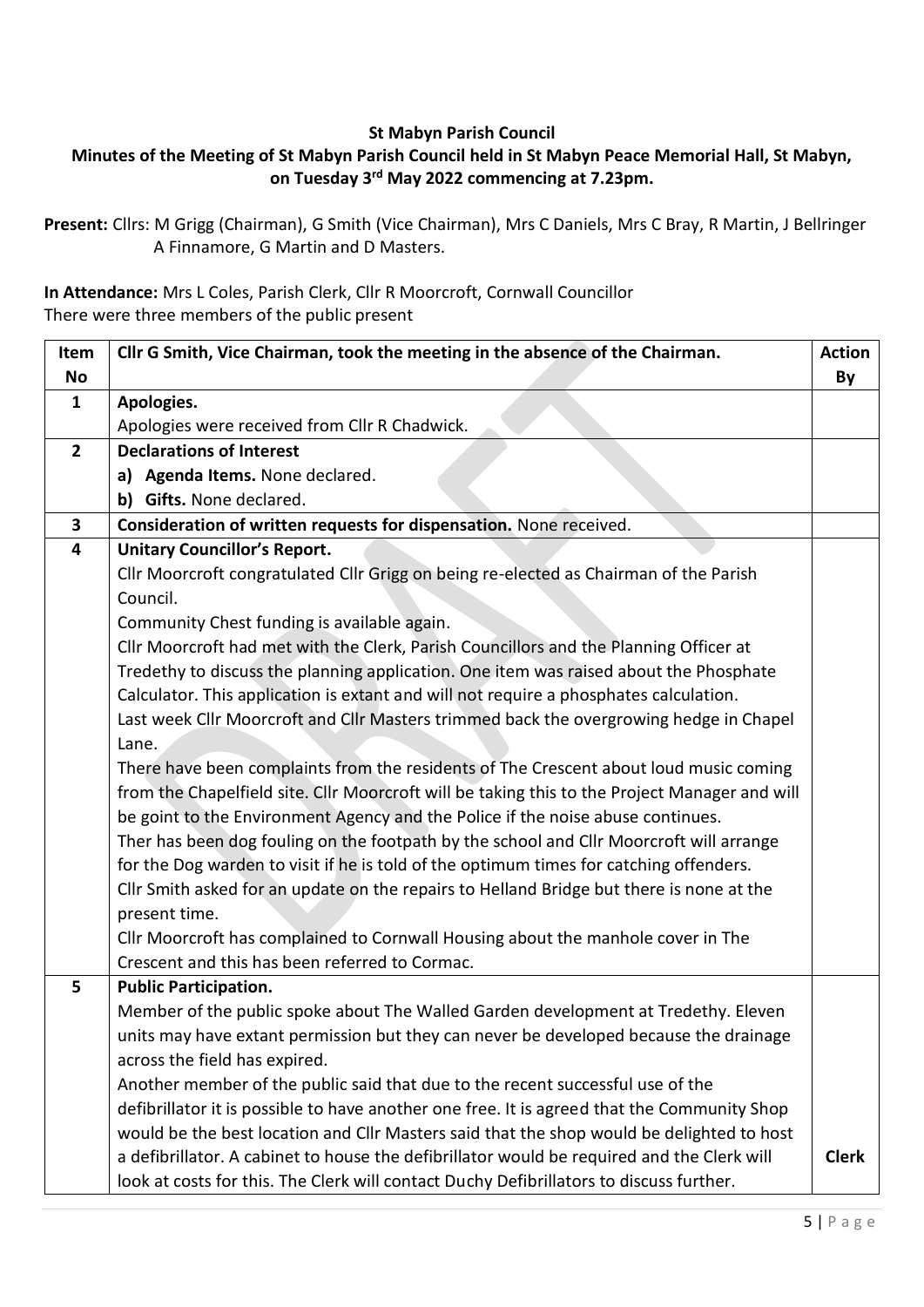**St Mabyn Parish Council**

**Minutes of the Meeting of St Mabyn Parish Council held in St Mabyn Peace Memorial Hall, St Mabyn, on Tuesday 3rd May 2022 commencing at 7.23pm.**

**Present:** Cllrs: M Grigg (Chairman), G Smith (Vice Chairman), Mrs C Daniels, Mrs C Bray, R Martin, J Bellringer A Finnamore, G Martin and D Masters.

**In Attendance:** Mrs L Coles, Parish Clerk, Cllr R Moorcroft, Cornwall Councillor
There were three members of the public present

| Item No | Cllr G Smith, Vice Chairman, took the meeting in the absence of the Chairman. | Action By |
|---|---|---|
| 1 | **Apologies.**<br>Apologies were received from Cllr R Chadwick. | |
| 2 | **Declarations of Interest**<br>**a) Agenda Items.** None declared.<br>**b) Gifts.** None declared. | |
| 3 | **Consideration of written requests for dispensation.** None received. | |
| 4 | **Unitary Councillor's Report.**<br>Cllr Moorcroft congratulated Cllr Grigg on being re-elected as Chairman of the Parish Council.<br>Community Chest funding is available again.<br>Cllr Moorcroft had met with the Clerk, Parish Councillors and the Planning Officer at Tredethy to discuss the planning application. One item was raised about the Phosphate Calculator. This application is extant and will not require a phosphates calculation.<br>Last week Cllr Moorcroft and Cllr Masters trimmed back the overgrowing hedge in Chapel Lane.<br>There have been complaints from the residents of The Crescent about loud music coming from the Chapelfield site. Cllr Moorcroft will be taking this to the Project Manager and will be goint to the Environment Agency and the Police if the noise abuse continues.<br>Ther has been dog fouling on the footpath by the school and Cllr Moorcroft will arrange for the Dog warden to visit if he is told of the optimum times for catching offenders.<br>Cllr Smith asked for an update on the repairs to Helland Bridge but there is none at the present time.<br>Cllr Moorcroft has complained to Cornwall Housing about the manhole cover in The Crescent and this has been referred to Cormac. | |
| 5 | **Public Participation.**<br>Member of the public spoke about The Walled Garden development at Tredethy. Eleven units may have extant permission but they can never be developed because the drainage across the field has expired.<br>Another member of the public said that due to the recent successful use of the defibrillator it is possible to have another one free. It is agreed that the Community Shop would be the best location and Cllr Masters said that the shop would be delighted to host a defibrillator. A cabinet to house the defibrillator would be required and the Clerk will look at costs for this. The Clerk will contact Duchy Defibrillators to discuss further. | **Clerk** |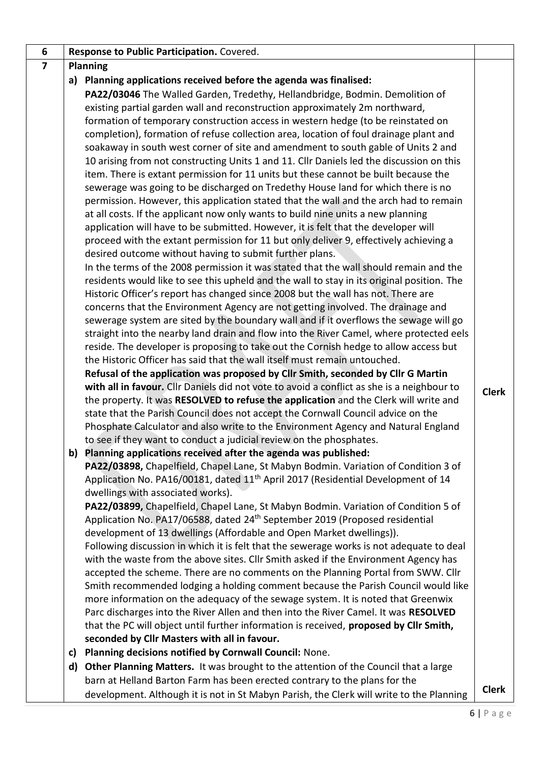| | | |
|---|---|---|
| 6 | **Response to Public Participation.** Covered. | |
| 7 | **Planning** | |
| | **a) Planning applications received before the agenda was finalised:**<br>**PA22/03046** The Walled Garden, Tredethy, Hellandbridge, Bodmin. Demolition of existing partial garden wall and reconstruction approximately 2m northward, formation of temporary construction access in western hedge (to be reinstated on completion), formation of refuse collection area, location of foul drainage plant and soakaway in south west corner of site and amendment to south gable of Units 2 and 10 arising from not constructing Units 1 and 11. Cllr Daniels led the discussion on this item. There is extant permission for 11 units but these cannot be built because the sewerage was going to be discharged on Tredethy House land for which there is no permission. However, this application stated that the wall and the arch had to remain at all costs. If the applicant now only wants to build nine units a new planning application will have to be submitted. However, it is felt that the developer will proceed with the extant permission for 11 but only deliver 9, effectively achieving a desired outcome without having to submit further plans.<br>In the terms of the 2008 permission it was stated that the wall should remain and the residents would like to see this upheld and the wall to stay in its original position. The Historic Officer's report has changed since 2008 but the wall has not. There are concerns that the Environment Agency are not getting involved. The drainage and sewerage system are sited by the boundary wall and if it overflows the sewage will go straight into the nearby land drain and flow into the River Camel, where protected eels reside. The developer is proposing to take out the Cornish hedge to allow access but the Historic Officer has said that the wall itself must remain untouched.<br>**Refusal of the application was proposed by Cllr Smith, seconded by Cllr G Martin with all in favour.** Cllr Daniels did not vote to avoid a conflict as she is a neighbour to the property. It was **RESOLVED to refuse the application** and the Clerk will write and state that the Parish Council does not accept the Cornwall Council advice on the Phosphate Calculator and also write to the Environment Agency and Natural England to see if they want to conduct a judicial review on the phosphates. | **Clerk** |
| | **b) Planning applications received after the agenda was published:**<br>**PA22/03898,** Chapelfield, Chapel Lane, St Mabyn Bodmin. Variation of Condition 3 of Application No. PA16/00181, dated 11th April 2017 (Residential Development of 14 dwellings with associated works).<br>**PA22/03899,** Chapelfield, Chapel Lane, St Mabyn Bodmin. Variation of Condition 5 of Application No. PA17/06588, dated 24th September 2019 (Proposed residential development of 13 dwellings (Affordable and Open Market dwellings)).<br>Following discussion in which it is felt that the sewerage works is not adequate to deal with the waste from the above sites. Cllr Smith asked if the Environment Agency has accepted the scheme. There are no comments on the Planning Portal from SWW. Cllr Smith recommended lodging a holding comment because the Parish Council would like more information on the adequacy of the sewage system. It is noted that Greenwix Parc discharges into the River Allen and then into the River Camel. It was **RESOLVED** that the PC will object until further information is received, **proposed by Cllr Smith, seconded by Cllr Masters with all in favour.** | |
| | **c) Planning decisions notified by Cornwall Council:** None. | |
| | **d) Other Planning Matters.** It was brought to the attention of the Council that a large barn at Helland Barton Farm has been erected contrary to the plans for the development. Although it is not in St Mabyn Parish, the Clerk will write to the Planning | **Clerk** |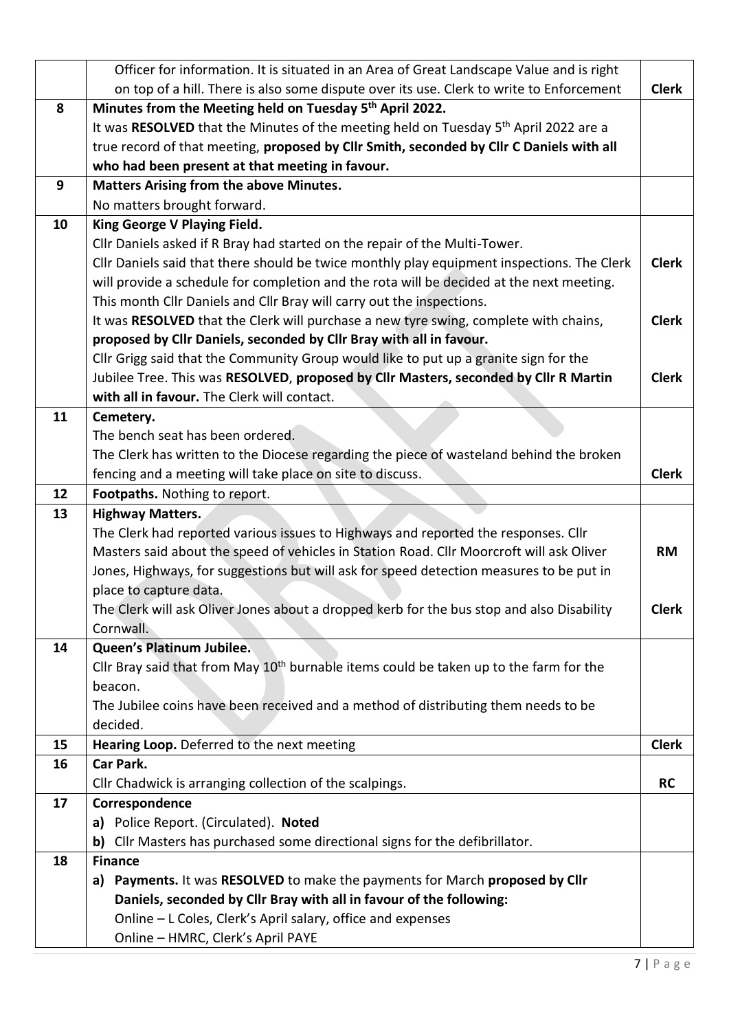| | | |
|---|---|---|
| | Officer for information. It is situated in an Area of Great Landscape Value and is right on top of a hill. There is also some dispute over its use. Clerk to write to Enforcement | **Clerk** |
| **8** | **Minutes from the Meeting held on Tuesday 5th April 2022.**<br>It was **RESOLVED** that the Minutes of the meeting held on Tuesday 5th April 2022 are a true record of that meeting, **proposed by Cllr Smith, seconded by Cllr C Daniels with all who had been present at that meeting in favour.** | |
| **9** | **Matters Arising from the above Minutes.**<br>No matters brought forward. | |
| **10** | **King George V Playing Field.**<br>Cllr Daniels asked if R Bray had started on the repair of the Multi-Tower.<br>Cllr Daniels said that there should be twice monthly play equipment inspections. The Clerk will provide a schedule for completion and the rota will be decided at the next meeting. This month Cllr Daniels and Cllr Bray will carry out the inspections.<br>It was **RESOLVED** that the Clerk will purchase a new tyre swing, complete with chains, **proposed by Cllr Daniels, seconded by Cllr Bray with all in favour.**<br>Cllr Grigg said that the Community Group would like to put up a granite sign for the Jubilee Tree. This was **RESOLVED**, **proposed by Cllr Masters, seconded by Cllr R Martin with all in favour.** The Clerk will contact. | **Clerk**<br><br>**Clerk**<br><br>**Clerk** |
| **11** | **Cemetery.**<br>The bench seat has been ordered.<br>The Clerk has written to the Diocese regarding the piece of wasteland behind the broken fencing and a meeting will take place on site to discuss. | **Clerk** |
| **12** | **Footpaths.** Nothing to report. | |
| **13** | **Highway Matters.**<br>The Clerk had reported various issues to Highways and reported the responses. Cllr Masters said about the speed of vehicles in Station Road. Cllr Moorcroft will ask Oliver Jones, Highways, for suggestions but will ask for speed detection measures to be put in place to capture data.<br>The Clerk will ask Oliver Jones about a dropped kerb for the bus stop and also Disability Cornwall. | **RM**<br><br>**Clerk** |
| **14** | **Queen's Platinum Jubilee.**<br>Cllr Bray said that from May 10th burnable items could be taken up to the farm for the beacon.<br>The Jubilee coins have been received and a method of distributing them needs to be decided. | |
| **15** | **Hearing Loop.** Deferred to the next meeting | **Clerk** |
| **16** | **Car Park.**<br>Cllr Chadwick is arranging collection of the scalpings. | **RC** |
| **17** | **Correspondence**<br>**a)** Police Report. (Circulated). **Noted**<br>**b)** Cllr Masters has purchased some directional signs for the defibrillator. | |
| **18** | **Finance**<br>**a) Payments.** It was **RESOLVED** to make the payments for March **proposed by Cllr Daniels, seconded by Cllr Bray with all in favour of the following:**<br>Online – L Coles, Clerk's April salary, office and expenses<br>Online – HMRC, Clerk's April PAYE | |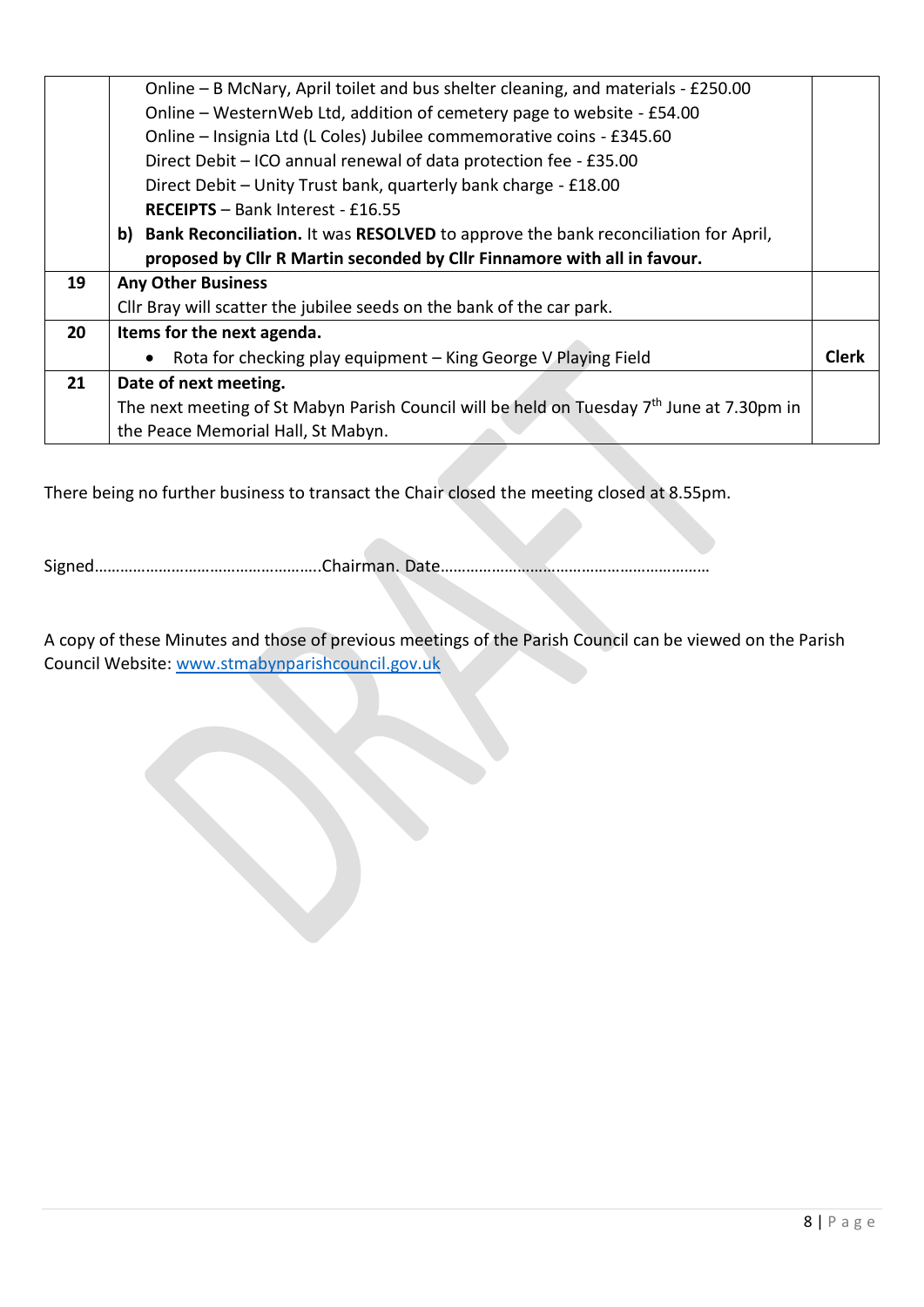| | | |
|---|---|---|
| | Online – B McNary, April toilet and bus shelter cleaning, and materials - £250.00<br>Online – WesternWeb Ltd, addition of cemetery page to website - £54.00<br>Online – Insignia Ltd (L Coles) Jubilee commemorative coins - £345.60<br>Direct Debit – ICO annual renewal of data protection fee - £35.00<br>Direct Debit – Unity Trust bank, quarterly bank charge - £18.00<br>**RECEIPTS** – Bank Interest - £16.55<br>**b) Bank Reconciliation.** It was **RESOLVED** to approve the bank reconciliation for April, **proposed by Cllr R Martin seconded by Cllr Finnamore with all in favour.** | |
| **19** | **Any Other Business**<br>Cllr Bray will scatter the jubilee seeds on the bank of the car park. | |
| **20** | **Items for the next agenda.**<br>• Rota for checking play equipment – King George V Playing Field | **Clerk** |
| **21** | **Date of next meeting.**<br>The next meeting of St Mabyn Parish Council will be held on Tuesday 7th June at 7.30pm in the Peace Memorial Hall, St Mabyn. | |

There being no further business to transact the Chair closed the meeting closed at 8.55pm.

Signed……………………………………………..Chairman. Date……………………………………………………

A copy of these Minutes and those of previous meetings of the Parish Council can be viewed on the Parish Council Website: www.stmabynparishcouncil.gov.uk